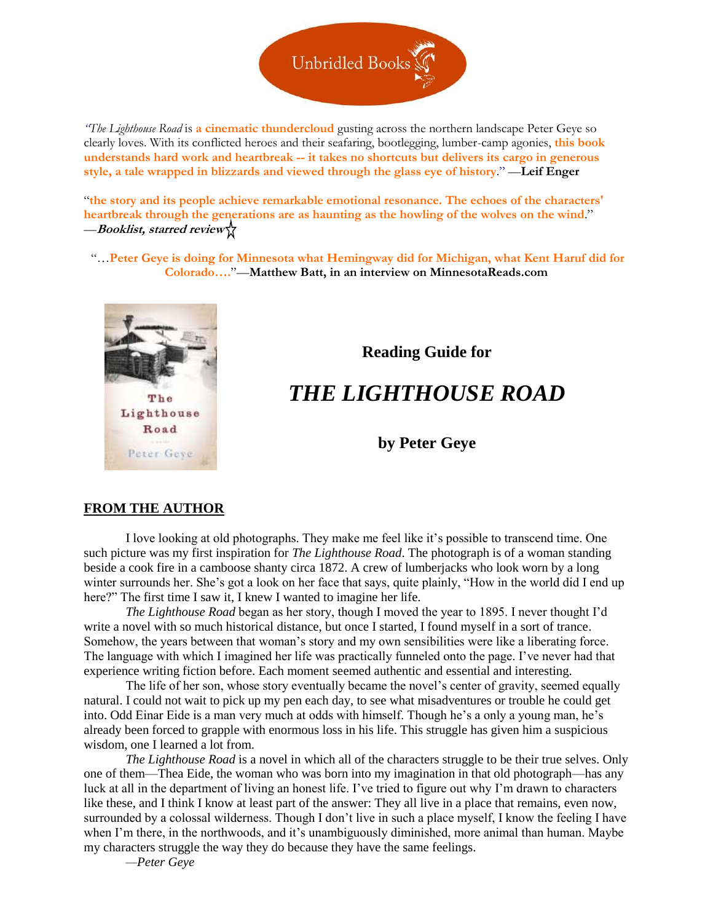Unbridled Books

*"The Lighthouse Road* is **a cinematic thundercloud** gusting across the northern landscape Peter Geye so clearly loves. With its conflicted heroes and their seafaring, bootlegging, lumber-camp agonies, **this book understands hard work and heartbreak -- it takes no shortcuts but delivers its cargo in generous style, a tale wrapped in blizzards and viewed through the glass eye of history**." **—Leif Enger**

"**the story and its people achieve remarkable emotional resonance. The echoes of the characters' heartbreak through the generations are as haunting as the howling of the wolves on the wind.**" ***—Booklist, starred review***☆

"…**Peter Geye is doing for Minnesota what Hemingway did for Michigan, what Kent Haruf did for Colorado….**"**—Matthew Batt, in an interview on MinnesotaReads.com**

**Reading Guide for**

# *THE LIGHTHOUSE ROAD*

**by Peter Geye**

## FROM THE AUTHOR

I love looking at old photographs. They make me feel like it's possible to transcend time. One such picture was my first inspiration for *The Lighthouse Road*. The photograph is of a woman standing beside a cook fire in a camboose shanty circa 1872. A crew of lumberjacks who look worn by a long winter surrounds her. She's got a look on her face that says, quite plainly, "How in the world did I end up here?" The first time I saw it, I knew I wanted to imagine her life.

*The Lighthouse Road* began as her story, though I moved the year to 1895. I never thought I'd write a novel with so much historical distance, but once I started, I found myself in a sort of trance. Somehow, the years between that woman's story and my own sensibilities were like a liberating force. The language with which I imagined her life was practically funneled onto the page. I've never had that experience writing fiction before. Each moment seemed authentic and essential and interesting.

The life of her son, whose story eventually became the novel's center of gravity, seemed equally natural. I could not wait to pick up my pen each day, to see what misadventures or trouble he could get into. Odd Einar Eide is a man very much at odds with himself. Though he's a only a young man, he's already been forced to grapple with enormous loss in his life. This struggle has given him a suspicious wisdom, one I learned a lot from.

*The Lighthouse Road* is a novel in which all of the characters struggle to be their true selves. Only one of them—Thea Eide, the woman who was born into my imagination in that old photograph—has any luck at all in the department of living an honest life. I've tried to figure out why I'm drawn to characters like these, and I think I know at least part of the answer: They all live in a place that remains, even now, surrounded by a colossal wilderness. Though I don't live in such a place myself, I know the feeling I have when I'm there, in the northwoods, and it's unambiguously diminished, more animal than human. Maybe my characters struggle the way they do because they have the same feelings.

—*Peter Geye*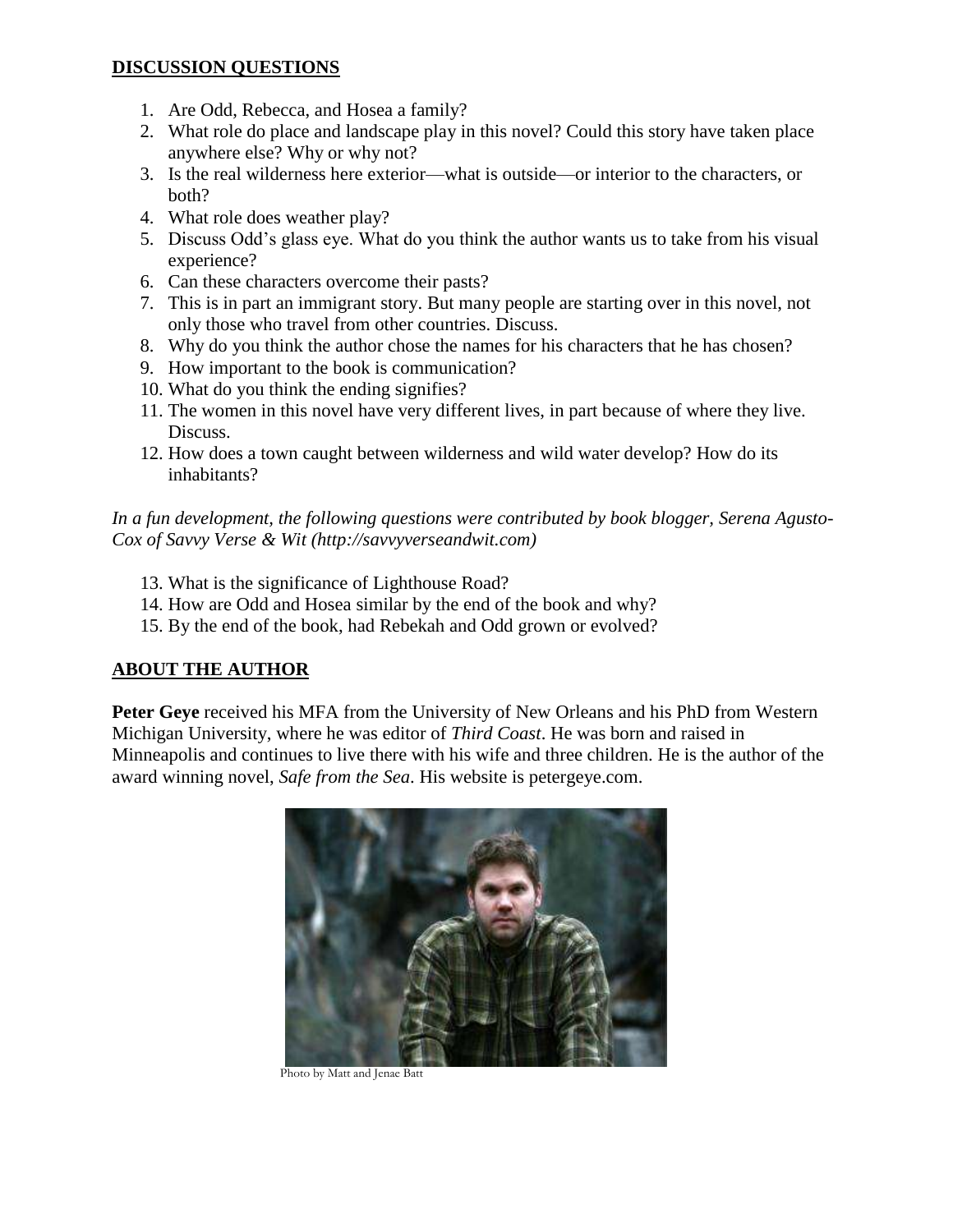## DISCUSSION QUESTIONS

1. Are Odd, Rebecca, and Hosea a family?
2. What role do place and landscape play in this novel? Could this story have taken place anywhere else? Why or why not?
3. Is the real wilderness here exterior—what is outside—or interior to the characters, or both?
4. What role does weather play?
5. Discuss Odd's glass eye. What do you think the author wants us to take from his visual experience?
6. Can these characters overcome their pasts?
7. This is in part an immigrant story. But many people are starting over in this novel, not only those who travel from other countries. Discuss.
8. Why do you think the author chose the names for his characters that he has chosen?
9. How important to the book is communication?
10. What do you think the ending signifies?
11. The women in this novel have very different lives, in part because of where they live. Discuss.
12. How does a town caught between wilderness and wild water develop? How do its inhabitants?

*In a fun development, the following questions were contributed by book blogger, Serena Agusto-Cox of Savvy Verse & Wit (http://savvyverseandwit.com)*

13. What is the significance of Lighthouse Road?
14. How are Odd and Hosea similar by the end of the book and why?
15. By the end of the book, had Rebekah and Odd grown or evolved?

## ABOUT THE AUTHOR

**Peter Geye** received his MFA from the University of New Orleans and his PhD from Western Michigan University, where he was editor of *Third Coast*. He was born and raised in Minneapolis and continues to live there with his wife and three children. He is the author of the award winning novel, *Safe from the Sea*. His website is petergeye.com.

Photo by Matt and Jenae Batt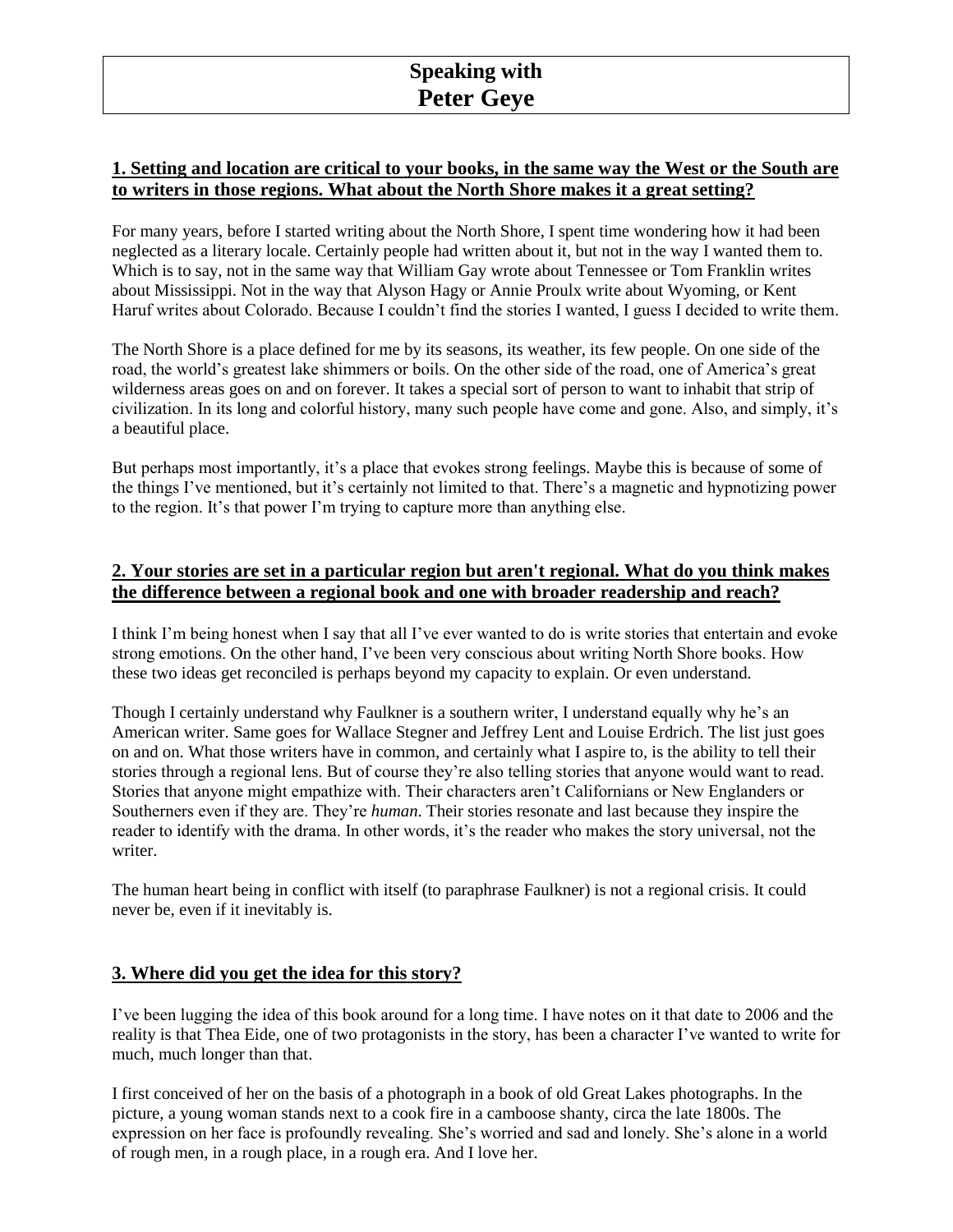# Speaking with
# Peter Geye

## 1. Setting and location are critical to your books, in the same way the West or the South are to writers in those regions. What about the North Shore makes it a great setting?

For many years, before I started writing about the North Shore, I spent time wondering how it had been neglected as a literary locale. Certainly people had written about it, but not in the way I wanted them to. Which is to say, not in the same way that William Gay wrote about Tennessee or Tom Franklin writes about Mississippi. Not in the way that Alyson Hagy or Annie Proulx write about Wyoming, or Kent Haruf writes about Colorado. Because I couldn't find the stories I wanted, I guess I decided to write them.

The North Shore is a place defined for me by its seasons, its weather, its few people. On one side of the road, the world's greatest lake shimmers or boils. On the other side of the road, one of America's great wilderness areas goes on and on forever. It takes a special sort of person to want to inhabit that strip of civilization. In its long and colorful history, many such people have come and gone. Also, and simply, it's a beautiful place.

But perhaps most importantly, it's a place that evokes strong feelings. Maybe this is because of some of the things I've mentioned, but it's certainly not limited to that. There's a magnetic and hypnotizing power to the region. It's that power I'm trying to capture more than anything else.

## 2. Your stories are set in a particular region but aren't regional. What do you think makes the difference between a regional book and one with broader readership and reach?

I think I'm being honest when I say that all I've ever wanted to do is write stories that entertain and evoke strong emotions. On the other hand, I've been very conscious about writing North Shore books. How these two ideas get reconciled is perhaps beyond my capacity to explain. Or even understand.

Though I certainly understand why Faulkner is a southern writer, I understand equally why he's an American writer. Same goes for Wallace Stegner and Jeffrey Lent and Louise Erdrich. The list just goes on and on. What those writers have in common, and certainly what I aspire to, is the ability to tell their stories through a regional lens. But of course they're also telling stories that anyone would want to read. Stories that anyone might empathize with. Their characters aren't Californians or New Englanders or Southerners even if they are. They're *human*. Their stories resonate and last because they inspire the reader to identify with the drama. In other words, it's the reader who makes the story universal, not the writer.

The human heart being in conflict with itself (to paraphrase Faulkner) is not a regional crisis. It could never be, even if it inevitably is.

## 3. Where did you get the idea for this story?

I've been lugging the idea of this book around for a long time. I have notes on it that date to 2006 and the reality is that Thea Eide, one of two protagonists in the story, has been a character I've wanted to write for much, much longer than that.

I first conceived of her on the basis of a photograph in a book of old Great Lakes photographs. In the picture, a young woman stands next to a cook fire in a camboose shanty, circa the late 1800s. The expression on her face is profoundly revealing. She's worried and sad and lonely. She's alone in a world of rough men, in a rough place, in a rough era. And I love her.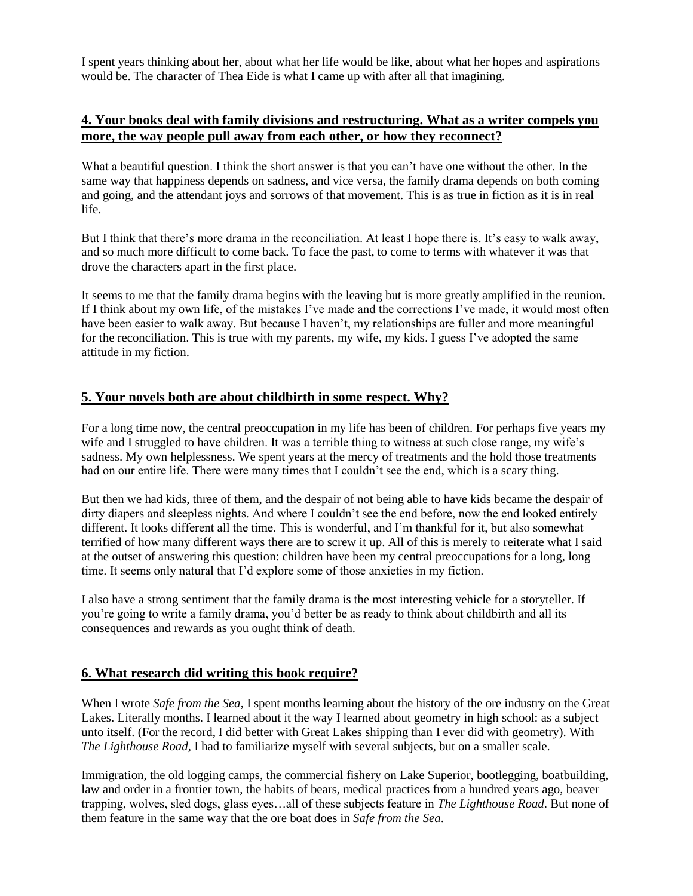I spent years thinking about her, about what her life would be like, about what her hopes and aspirations would be. The character of Thea Eide is what I came up with after all that imagining.

## 4. Your books deal with family divisions and restructuring. What as a writer compels you more, the way people pull away from each other, or how they reconnect?

What a beautiful question. I think the short answer is that you can't have one without the other. In the same way that happiness depends on sadness, and vice versa, the family drama depends on both coming and going, and the attendant joys and sorrows of that movement. This is as true in fiction as it is in real life.

But I think that there's more drama in the reconciliation. At least I hope there is. It's easy to walk away, and so much more difficult to come back. To face the past, to come to terms with whatever it was that drove the characters apart in the first place.

It seems to me that the family drama begins with the leaving but is more greatly amplified in the reunion. If I think about my own life, of the mistakes I've made and the corrections I've made, it would most often have been easier to walk away. But because I haven't, my relationships are fuller and more meaningful for the reconciliation. This is true with my parents, my wife, my kids. I guess I've adopted the same attitude in my fiction.

## 5. Your novels both are about childbirth in some respect. Why?

For a long time now, the central preoccupation in my life has been of children. For perhaps five years my wife and I struggled to have children. It was a terrible thing to witness at such close range, my wife's sadness. My own helplessness. We spent years at the mercy of treatments and the hold those treatments had on our entire life. There were many times that I couldn't see the end, which is a scary thing.

But then we had kids, three of them, and the despair of not being able to have kids became the despair of dirty diapers and sleepless nights. And where I couldn't see the end before, now the end looked entirely different. It looks different all the time. This is wonderful, and I'm thankful for it, but also somewhat terrified of how many different ways there are to screw it up. All of this is merely to reiterate what I said at the outset of answering this question: children have been my central preoccupations for a long, long time. It seems only natural that I'd explore some of those anxieties in my fiction.

I also have a strong sentiment that the family drama is the most interesting vehicle for a storyteller. If you're going to write a family drama, you'd better be as ready to think about childbirth and all its consequences and rewards as you ought think of death.

## 6. What research did writing this book require?

When I wrote *Safe from the Sea*, I spent months learning about the history of the ore industry on the Great Lakes. Literally months. I learned about it the way I learned about geometry in high school: as a subject unto itself. (For the record, I did better with Great Lakes shipping than I ever did with geometry). With *The Lighthouse Road*, I had to familiarize myself with several subjects, but on a smaller scale.

Immigration, the old logging camps, the commercial fishery on Lake Superior, bootlegging, boatbuilding, law and order in a frontier town, the habits of bears, medical practices from a hundred years ago, beaver trapping, wolves, sled dogs, glass eyes…all of these subjects feature in *The Lighthouse Road*. But none of them feature in the same way that the ore boat does in *Safe from the Sea*.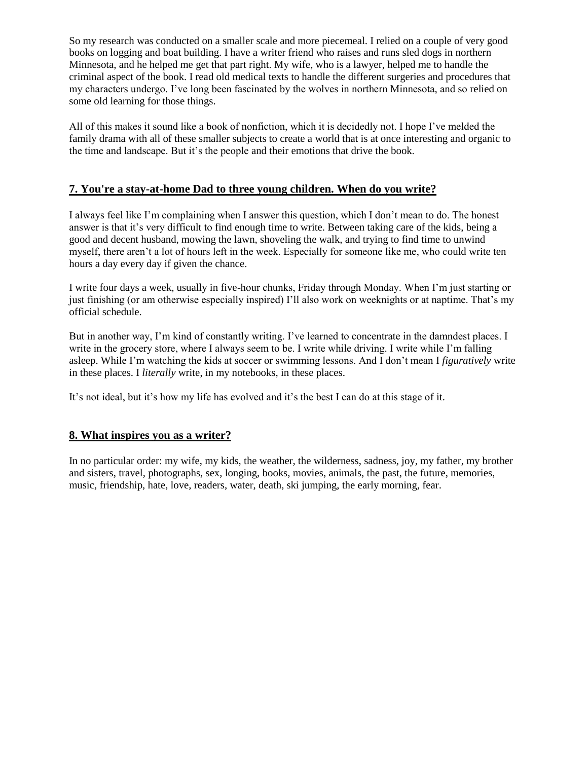So my research was conducted on a smaller scale and more piecemeal. I relied on a couple of very good books on logging and boat building. I have a writer friend who raises and runs sled dogs in northern Minnesota, and he helped me get that part right. My wife, who is a lawyer, helped me to handle the criminal aspect of the book. I read old medical texts to handle the different surgeries and procedures that my characters undergo. I've long been fascinated by the wolves in northern Minnesota, and so relied on some old learning for those things.

All of this makes it sound like a book of nonfiction, which it is decidedly not. I hope I've melded the family drama with all of these smaller subjects to create a world that is at once interesting and organic to the time and landscape. But it's the people and their emotions that drive the book.

## 7. You're a stay-at-home Dad to three young children. When do you write?

I always feel like I'm complaining when I answer this question, which I don't mean to do. The honest answer is that it's very difficult to find enough time to write. Between taking care of the kids, being a good and decent husband, mowing the lawn, shoveling the walk, and trying to find time to unwind myself, there aren't a lot of hours left in the week. Especially for someone like me, who could write ten hours a day every day if given the chance.

I write four days a week, usually in five-hour chunks, Friday through Monday. When I'm just starting or just finishing (or am otherwise especially inspired) I'll also work on weeknights or at naptime. That's my official schedule.

But in another way, I'm kind of constantly writing. I've learned to concentrate in the damndest places. I write in the grocery store, where I always seem to be. I write while driving. I write while I'm falling asleep. While I'm watching the kids at soccer or swimming lessons. And I don't mean I *figuratively* write in these places. I *literally* write, in my notebooks, in these places.

It's not ideal, but it's how my life has evolved and it's the best I can do at this stage of it.

## 8. What inspires you as a writer?

In no particular order: my wife, my kids, the weather, the wilderness, sadness, joy, my father, my brother and sisters, travel, photographs, sex, longing, books, movies, animals, the past, the future, memories, music, friendship, hate, love, readers, water, death, ski jumping, the early morning, fear.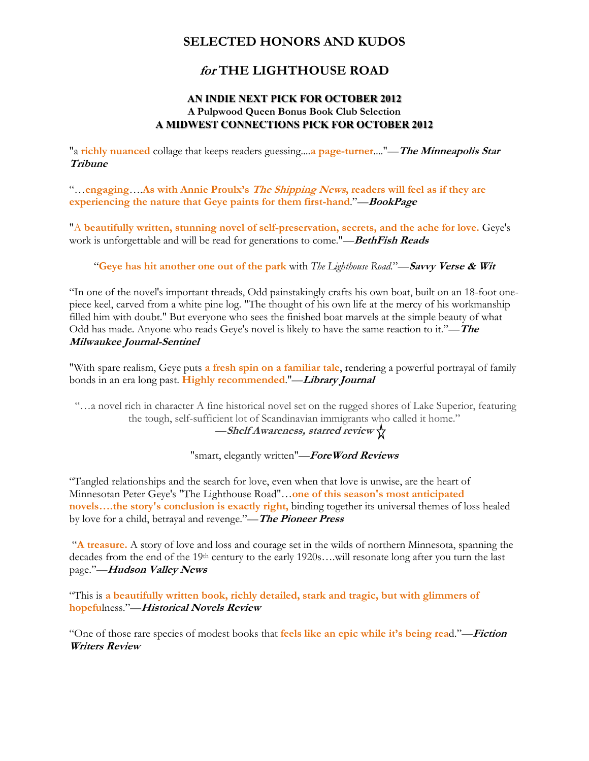# SELECTED HONORS AND KUDOS

## *for* THE LIGHTHOUSE ROAD

### AN INDIE NEXT PICK FOR OCTOBER 2012
**A Pulpwood Queen Bonus Book Club Selection**
### A MIDWEST CONNECTIONS PICK FOR OCTOBER 2012

"a **richly nuanced** collage that keeps readers guessing....**a page-turner**...."—***The Minneapolis Star Tribune***

"…**engaging**….**As with Annie Proulx's *The Shipping News*, readers will feel as if they are experiencing the nature that Geye paints for them first-hand**."—***BookPage***

"**A beautifully written, stunning novel of self-preservation, secrets, and the ache for love.** Geye's work is unforgettable and will be read for generations to come."—***BethFish Reads***

"**Geye has hit another one out of the park** with *The Lighthouse Road*."—***Savvy Verse & Wit***

"In one of the novel's important threads, Odd painstakingly crafts his own boat, built on an 18-foot one-piece keel, carved from a white pine log. "The thought of his own life at the mercy of his workmanship filled him with doubt." But everyone who sees the finished boat marvels at the simple beauty of what Odd has made. Anyone who reads Geye's novel is likely to have the same reaction to it."—***The Milwaukee Journal-Sentinel***

"With spare realism, Geye puts **a fresh spin on a familiar tale**, rendering a powerful portrayal of family bonds in an era long past. **Highly recommended**."—***Library Journal***

"…a novel rich in character A fine historical novel set on the rugged shores of Lake Superior, featuring the tough, self-sufficient lot of Scandinavian immigrants who called it home."
—***Shelf Awareness, starred review*** ☆

"smart, elegantly written"—***ForeWord Reviews***

"Tangled relationships and the search for love, even when that love is unwise, are the heart of Minnesotan Peter Geye's "The Lighthouse Road"…**one of this season's most anticipated novels….the story's conclusion is exactly right,** binding together its universal themes of loss healed by love for a child, betrayal and revenge."—***The Pioneer Press***

"**A treasure.** A story of love and loss and courage set in the wilds of northern Minnesota, spanning the decades from the end of the 19th century to the early 1920s….will resonate long after you turn the last page."—***Hudson Valley News***

"This is **a beautifully written book, richly detailed, stark and tragic, but with glimmers of hopeful**ness."—***Historical Novels Review***

"One of those rare species of modest books that **feels like an epic while it's being rea**d."—***Fiction Writers Review***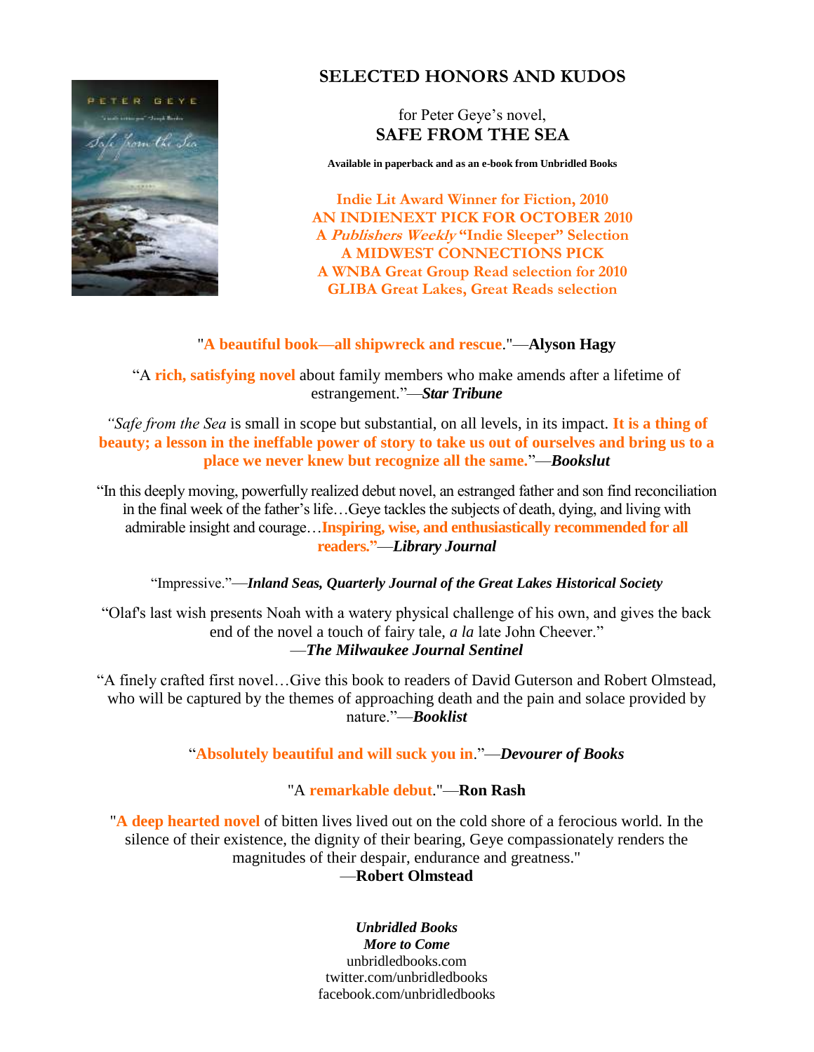## SELECTED HONORS AND KUDOS

for Peter Geye's novel,
**SAFE FROM THE SEA**

**Available in paperback and as an e-book from Unbridled Books**

**Indie Lit Award Winner for Fiction, 2010**
**AN INDIENEXT PICK FOR OCTOBER 2010**
**A *Publishers Weekly* "Indie Sleeper" Selection**
**A MIDWEST CONNECTIONS PICK**
**A WNBA Great Group Read selection for 2010**
**GLIBA Great Lakes, Great Reads selection**

"**A beautiful book—all shipwreck and rescue**."—**Alyson Hagy**

"A **rich, satisfying novel** about family members who make amends after a lifetime of estrangement."—***Star Tribune***

*"Safe from the Sea* is small in scope but substantial, on all levels, in its impact. **It is a thing of beauty; a lesson in the ineffable power of story to take us out of ourselves and bring us to a place we never knew but recognize all the same.**"—***Bookslut***

"In this deeply moving, powerfully realized debut novel, an estranged father and son find reconciliation in the final week of the father's life…Geye tackles the subjects of death, dying, and living with admirable insight and courage…**Inspiring, wise, and enthusiastically recommended for all readers."**—***Library Journal***

"Impressive."—***Inland Seas, Quarterly Journal of the Great Lakes Historical Society***

"Olaf's last wish presents Noah with a watery physical challenge of his own, and gives the back end of the novel a touch of fairy tale, *a la* late John Cheever."
—***The Milwaukee Journal Sentinel***

"A finely crafted first novel…Give this book to readers of David Guterson and Robert Olmstead, who will be captured by the themes of approaching death and the pain and solace provided by nature."—***Booklist***

"**Absolutely beautiful and will suck you in**."—***Devourer of Books***

"A **remarkable debut**."—**Ron Rash**

"**A deep hearted novel** of bitten lives lived out on the cold shore of a ferocious world. In the silence of their existence, the dignity of their bearing, Geye compassionately renders the magnitudes of their despair, endurance and greatness."
—**Robert Olmstead**

***Unbridled Books***
***More to Come***
unbridledbooks.com
twitter.com/unbridledbooks
facebook.com/unbridledbooks